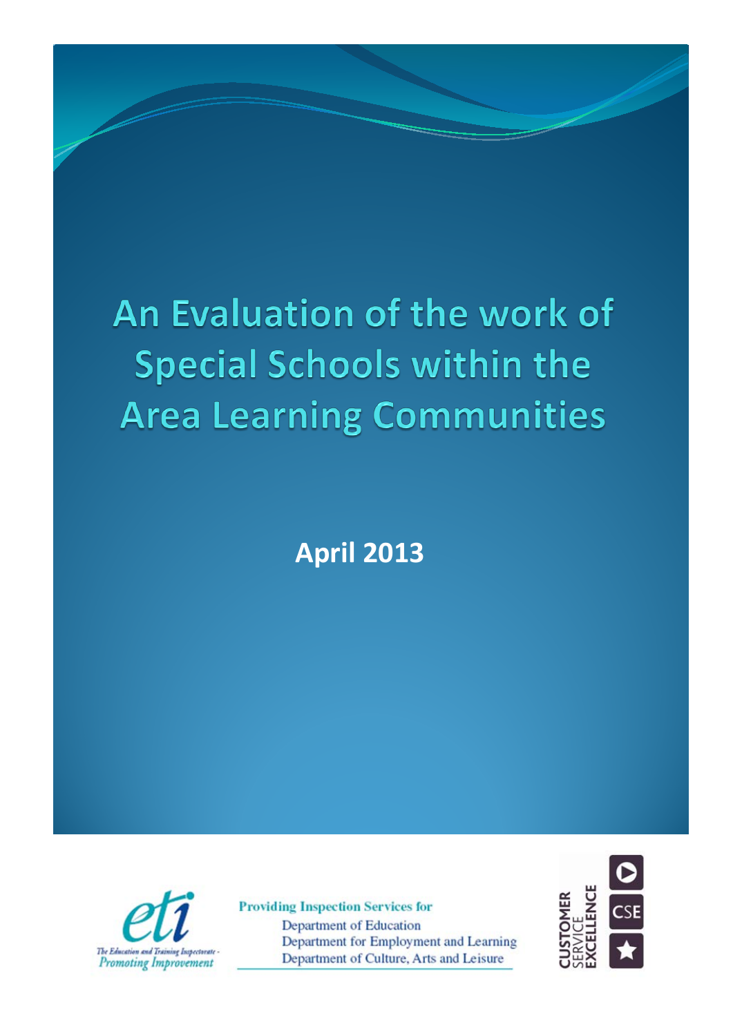# An Evaluation of the work of Special Schools within the Area Learning Communities

**April 2013**

The Education and Training Inspectorate - *Promoting Improvement*

**Providing Inspection Services for**

Department of Education

Department for Employment and Learning

Department of Culture, Arts and Leisure

CUSTOMER SERVICE EXCELLENCE

CSE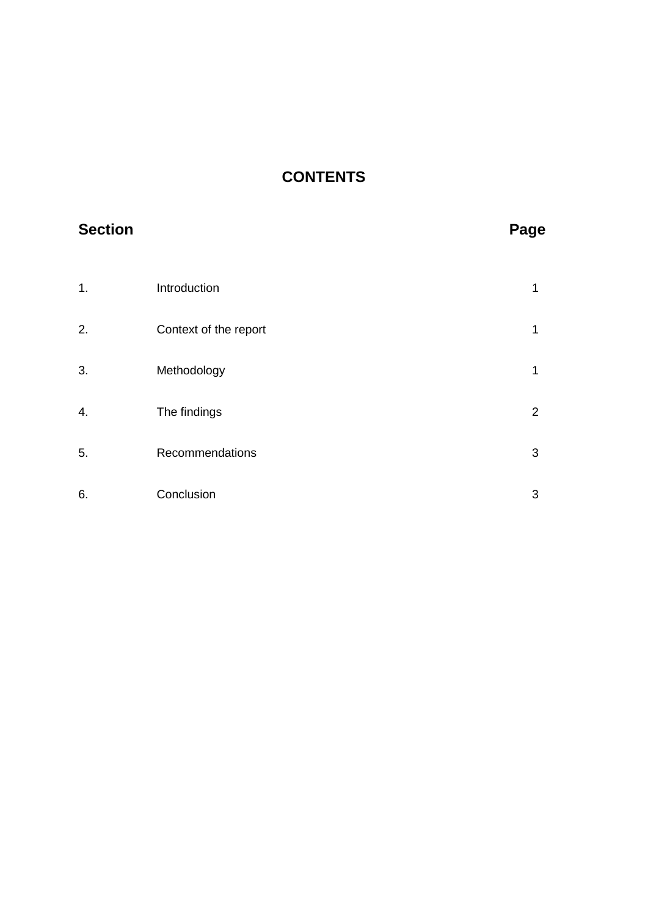# CONTENTS

| Section | | Page |
|---|---|---|
| 1. | Introduction | 1 |
| 2. | Context of the report | 1 |
| 3. | Methodology | 1 |
| 4. | The findings | 2 |
| 5. | Recommendations | 3 |
| 6. | Conclusion | 3 |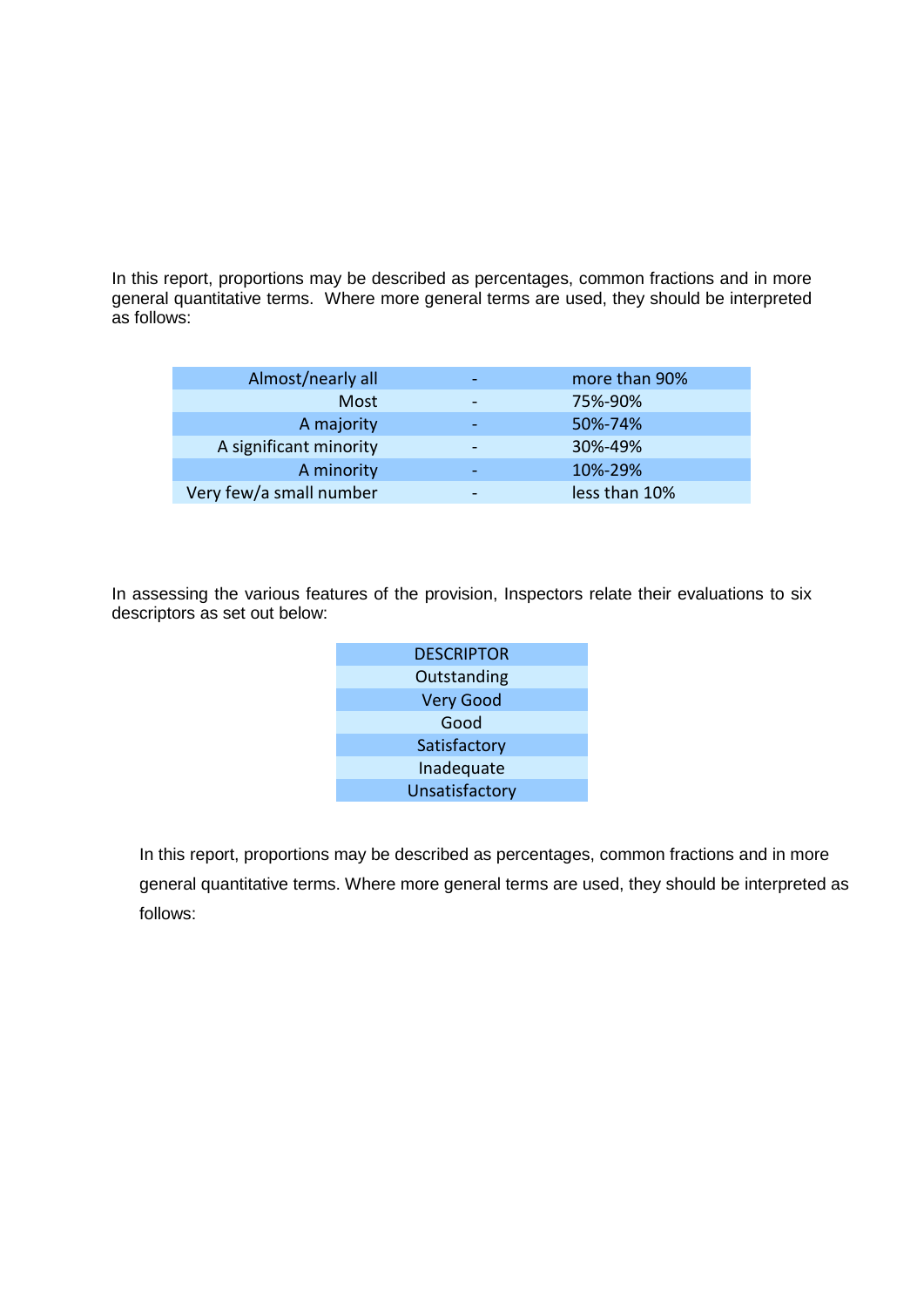In this report, proportions may be described as percentages, common fractions and in more general quantitative terms. Where more general terms are used, they should be interpreted as follows:

| | | |
|---|---|---|
| Almost/nearly all | - | more than 90% |
| Most | - | 75%-90% |
| A majority | - | 50%-74% |
| A significant minority | - | 30%-49% |
| A minority | - | 10%-29% |
| Very few/a small number | - | less than 10% |

In assessing the various features of the provision, Inspectors relate their evaluations to six descriptors as set out below:

| DESCRIPTOR |
|---|
| Outstanding |
| Very Good |
| Good |
| Satisfactory |
| Inadequate |
| Unsatisfactory |

In this report, proportions may be described as percentages, common fractions and in more general quantitative terms. Where more general terms are used, they should be interpreted as follows: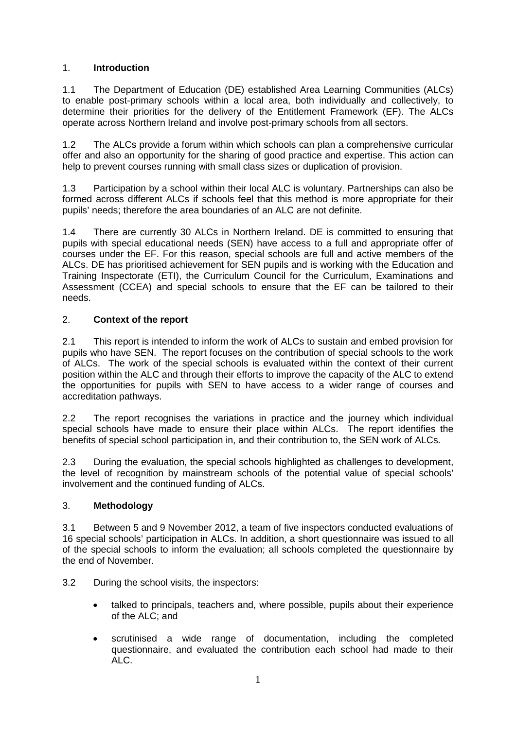## 1. **Introduction**

1.1 The Department of Education (DE) established Area Learning Communities (ALCs) to enable post-primary schools within a local area, both individually and collectively, to determine their priorities for the delivery of the Entitlement Framework (EF). The ALCs operate across Northern Ireland and involve post-primary schools from all sectors.

1.2 The ALCs provide a forum within which schools can plan a comprehensive curricular offer and also an opportunity for the sharing of good practice and expertise. This action can help to prevent courses running with small class sizes or duplication of provision.

1.3 Participation by a school within their local ALC is voluntary. Partnerships can also be formed across different ALCs if schools feel that this method is more appropriate for their pupils' needs; therefore the area boundaries of an ALC are not definite.

1.4 There are currently 30 ALCs in Northern Ireland. DE is committed to ensuring that pupils with special educational needs (SEN) have access to a full and appropriate offer of courses under the EF. For this reason, special schools are full and active members of the ALCs. DE has prioritised achievement for SEN pupils and is working with the Education and Training Inspectorate (ETI), the Curriculum Council for the Curriculum, Examinations and Assessment (CCEA) and special schools to ensure that the EF can be tailored to their needs.

## 2. **Context of the report**

2.1 This report is intended to inform the work of ALCs to sustain and embed provision for pupils who have SEN. The report focuses on the contribution of special schools to the work of ALCs. The work of the special schools is evaluated within the context of their current position within the ALC and through their efforts to improve the capacity of the ALC to extend the opportunities for pupils with SEN to have access to a wider range of courses and accreditation pathways.

2.2 The report recognises the variations in practice and the journey which individual special schools have made to ensure their place within ALCs. The report identifies the benefits of special school participation in, and their contribution to, the SEN work of ALCs.

2.3 During the evaluation, the special schools highlighted as challenges to development, the level of recognition by mainstream schools of the potential value of special schools' involvement and the continued funding of ALCs.

## 3. **Methodology**

3.1 Between 5 and 9 November 2012, a team of five inspectors conducted evaluations of 16 special schools' participation in ALCs. In addition, a short questionnaire was issued to all of the special schools to inform the evaluation; all schools completed the questionnaire by the end of November.

3.2 During the school visits, the inspectors:

- talked to principals, teachers and, where possible, pupils about their experience of the ALC; and
- scrutinised a wide range of documentation, including the completed questionnaire, and evaluated the contribution each school had made to their ALC.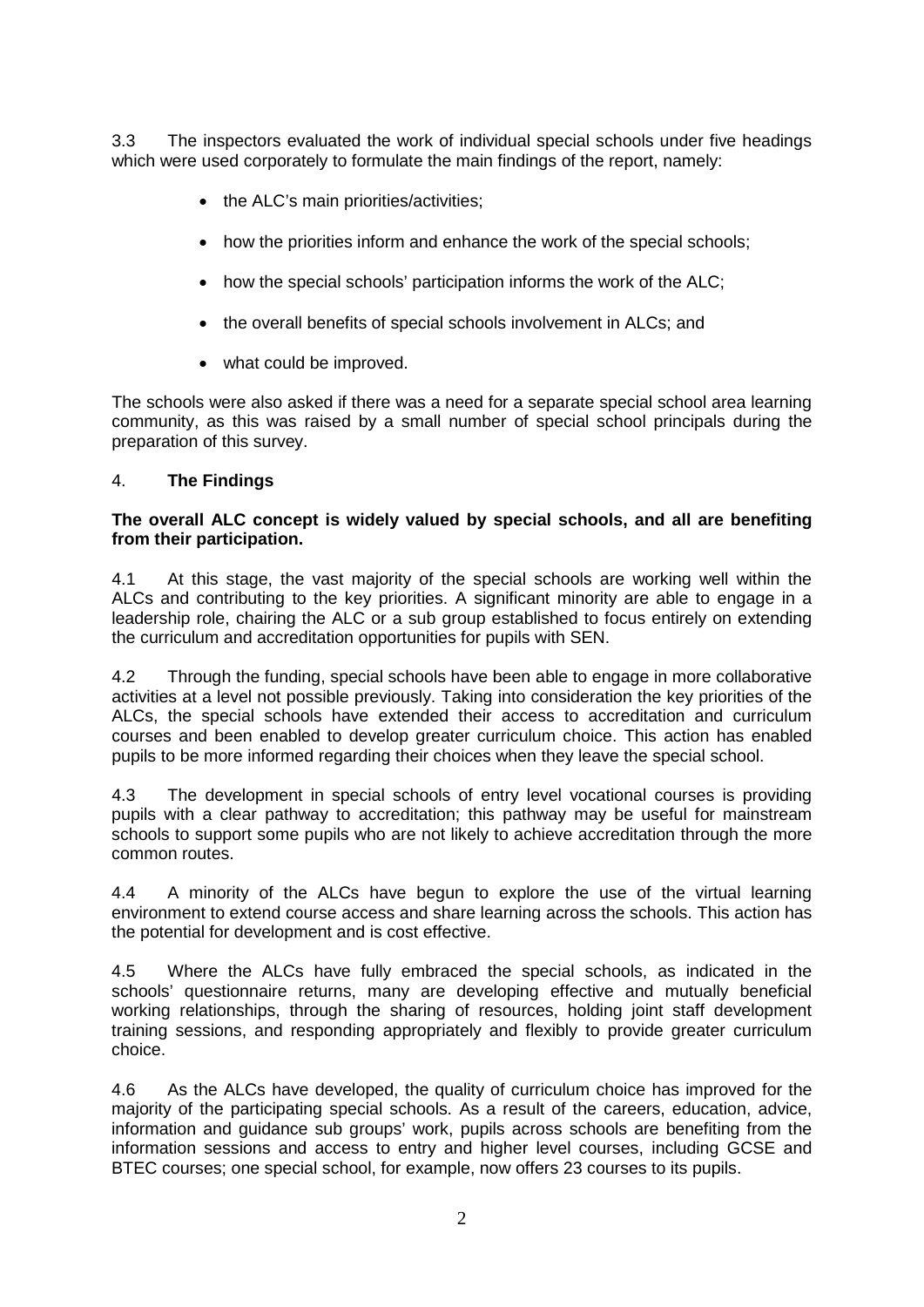3.3 The inspectors evaluated the work of individual special schools under five headings which were used corporately to formulate the main findings of the report, namely:

- the ALC's main priorities/activities;
- how the priorities inform and enhance the work of the special schools;
- how the special schools' participation informs the work of the ALC;
- the overall benefits of special schools involvement in ALCs; and
- what could be improved.

The schools were also asked if there was a need for a separate special school area learning community, as this was raised by a small number of special school principals during the preparation of this survey.

## 4. **The Findings**

**The overall ALC concept is widely valued by special schools, and all are benefiting from their participation.**

4.1 At this stage, the vast majority of the special schools are working well within the ALCs and contributing to the key priorities. A significant minority are able to engage in a leadership role, chairing the ALC or a sub group established to focus entirely on extending the curriculum and accreditation opportunities for pupils with SEN.

4.2 Through the funding, special schools have been able to engage in more collaborative activities at a level not possible previously. Taking into consideration the key priorities of the ALCs, the special schools have extended their access to accreditation and curriculum courses and been enabled to develop greater curriculum choice. This action has enabled pupils to be more informed regarding their choices when they leave the special school.

4.3 The development in special schools of entry level vocational courses is providing pupils with a clear pathway to accreditation; this pathway may be useful for mainstream schools to support some pupils who are not likely to achieve accreditation through the more common routes.

4.4 A minority of the ALCs have begun to explore the use of the virtual learning environment to extend course access and share learning across the schools. This action has the potential for development and is cost effective.

4.5 Where the ALCs have fully embraced the special schools, as indicated in the schools' questionnaire returns, many are developing effective and mutually beneficial working relationships, through the sharing of resources, holding joint staff development training sessions, and responding appropriately and flexibly to provide greater curriculum choice.

4.6 As the ALCs have developed, the quality of curriculum choice has improved for the majority of the participating special schools. As a result of the careers, education, advice, information and guidance sub groups' work, pupils across schools are benefiting from the information sessions and access to entry and higher level courses, including GCSE and BTEC courses; one special school, for example, now offers 23 courses to its pupils.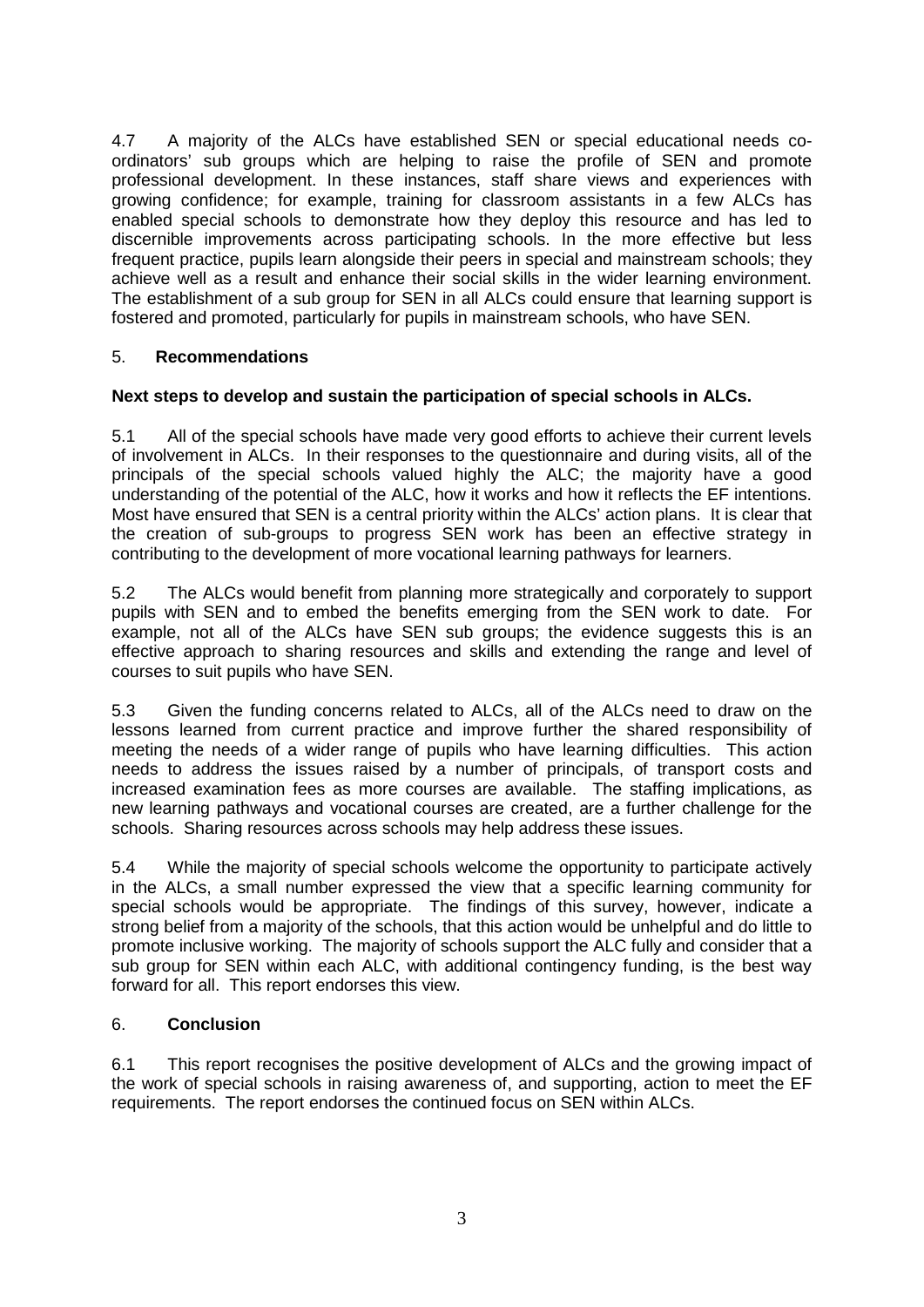4.7 A majority of the ALCs have established SEN or special educational needs co-ordinators' sub groups which are helping to raise the profile of SEN and promote professional development. In these instances, staff share views and experiences with growing confidence; for example, training for classroom assistants in a few ALCs has enabled special schools to demonstrate how they deploy this resource and has led to discernible improvements across participating schools. In the more effective but less frequent practice, pupils learn alongside their peers in special and mainstream schools; they achieve well as a result and enhance their social skills in the wider learning environment. The establishment of a sub group for SEN in all ALCs could ensure that learning support is fostered and promoted, particularly for pupils in mainstream schools, who have SEN.

## 5. **Recommendations**

### **Next steps to develop and sustain the participation of special schools in ALCs.**

5.1 All of the special schools have made very good efforts to achieve their current levels of involvement in ALCs. In their responses to the questionnaire and during visits, all of the principals of the special schools valued highly the ALC; the majority have a good understanding of the potential of the ALC, how it works and how it reflects the EF intentions. Most have ensured that SEN is a central priority within the ALCs' action plans. It is clear that the creation of sub-groups to progress SEN work has been an effective strategy in contributing to the development of more vocational learning pathways for learners.

5.2 The ALCs would benefit from planning more strategically and corporately to support pupils with SEN and to embed the benefits emerging from the SEN work to date. For example, not all of the ALCs have SEN sub groups; the evidence suggests this is an effective approach to sharing resources and skills and extending the range and level of courses to suit pupils who have SEN.

5.3 Given the funding concerns related to ALCs, all of the ALCs need to draw on the lessons learned from current practice and improve further the shared responsibility of meeting the needs of a wider range of pupils who have learning difficulties. This action needs to address the issues raised by a number of principals, of transport costs and increased examination fees as more courses are available. The staffing implications, as new learning pathways and vocational courses are created, are a further challenge for the schools. Sharing resources across schools may help address these issues.

5.4 While the majority of special schools welcome the opportunity to participate actively in the ALCs, a small number expressed the view that a specific learning community for special schools would be appropriate. The findings of this survey, however, indicate a strong belief from a majority of the schools, that this action would be unhelpful and do little to promote inclusive working. The majority of schools support the ALC fully and consider that a sub group for SEN within each ALC, with additional contingency funding, is the best way forward for all. This report endorses this view.

## 6. **Conclusion**

6.1 This report recognises the positive development of ALCs and the growing impact of the work of special schools in raising awareness of, and supporting, action to meet the EF requirements. The report endorses the continued focus on SEN within ALCs.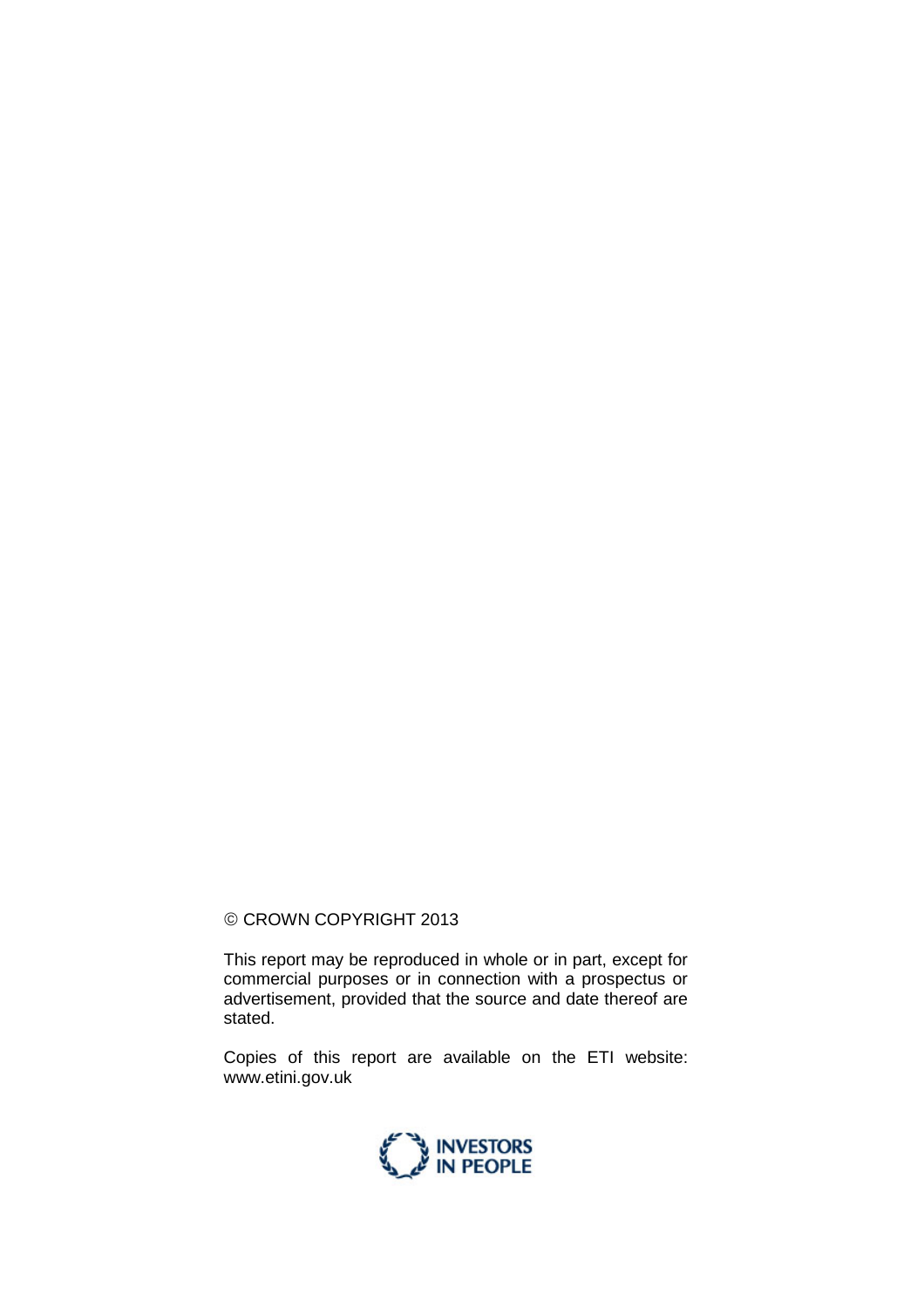© CROWN COPYRIGHT 2013

This report may be reproduced in whole or in part, except for commercial purposes or in connection with a prospectus or advertisement, provided that the source and date thereof are stated.

Copies of this report are available on the ETI website: www.etini.gov.uk

INVESTORS IN PEOPLE